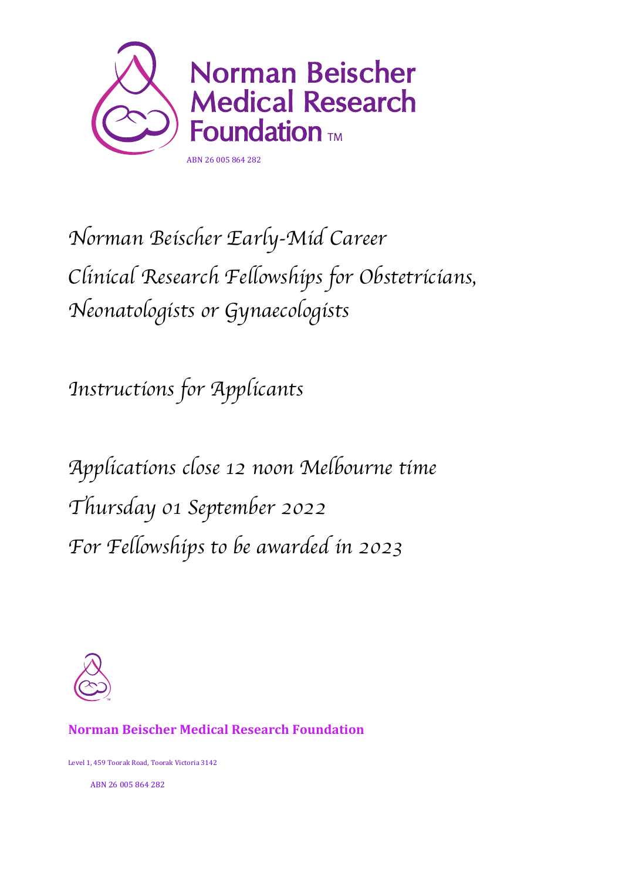# Norman Beischer Medical Research Foundation™

ABN 26 005 864 282

# *Norman Beischer Early-Mid Career Clinical Research Fellowships for Obstetricians, Neonatologists or Gynaecologists*

## *Instructions for Applicants*

## *Applications close 12 noon Melbourne time Thursday 01 September 2022 For Fellowships to be awarded in 2023*

**Norman Beischer Medical Research Foundation**

Level 1, 459 Toorak Road, Toorak Victoria 3142

ABN 26 005 864 282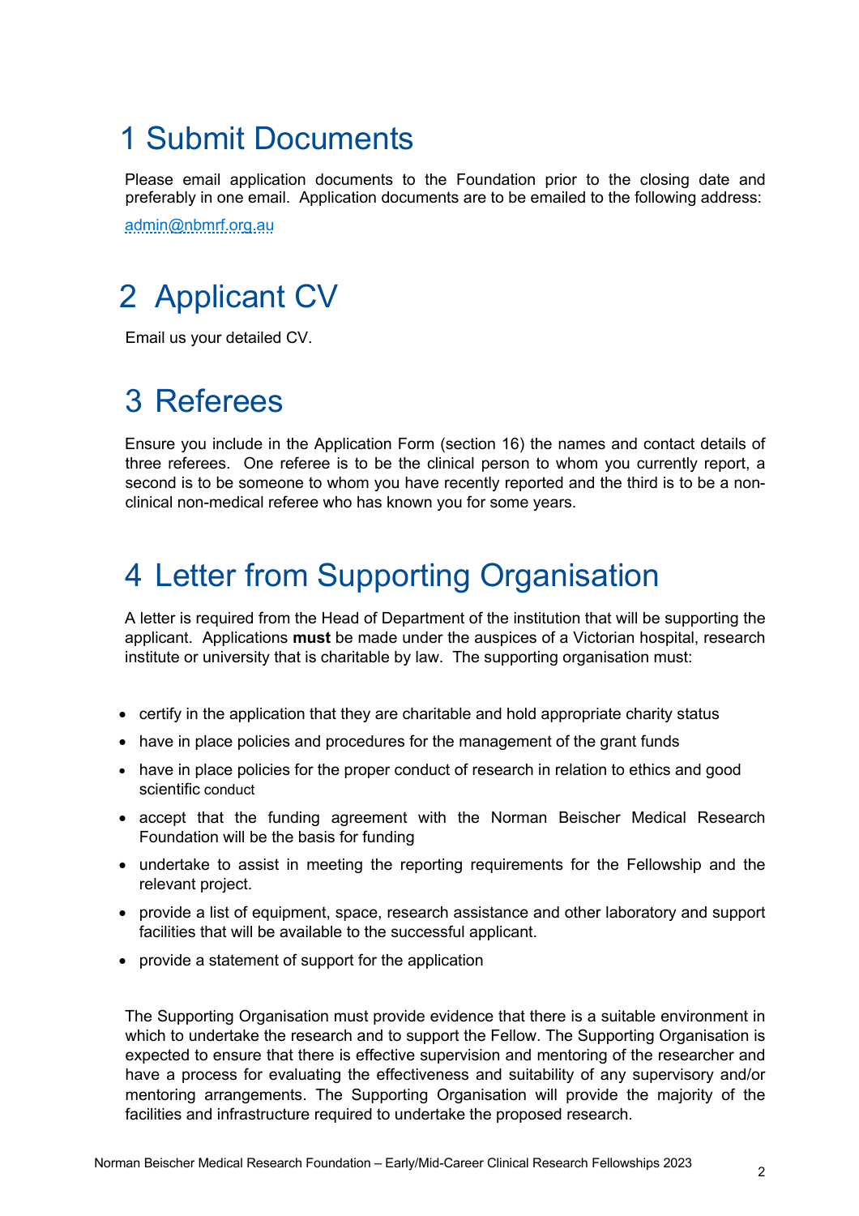# 1 Submit Documents

Please email application documents to the Foundation prior to the closing date and preferably in one email. Application documents are to be emailed to the following address:

admin@nbmrf.org.au

# 2 Applicant CV

Email us your detailed CV.

# 3 Referees

Ensure you include in the Application Form (section 16) the names and contact details of three referees. One referee is to be the clinical person to whom you currently report, a second is to be someone to whom you have recently reported and the third is to be a non-clinical non-medical referee who has known you for some years.

# 4 Letter from Supporting Organisation

A letter is required from the Head of Department of the institution that will be supporting the applicant. Applications **must** be made under the auspices of a Victorian hospital, research institute or university that is charitable by law. The supporting organisation must:

- certify in the application that they are charitable and hold appropriate charity status
- have in place policies and procedures for the management of the grant funds
- have in place policies for the proper conduct of research in relation to ethics and good scientific conduct
- accept that the funding agreement with the Norman Beischer Medical Research Foundation will be the basis for funding
- undertake to assist in meeting the reporting requirements for the Fellowship and the relevant project.
- provide a list of equipment, space, research assistance and other laboratory and support facilities that will be available to the successful applicant.
- provide a statement of support for the application

The Supporting Organisation must provide evidence that there is a suitable environment in which to undertake the research and to support the Fellow. The Supporting Organisation is expected to ensure that there is effective supervision and mentoring of the researcher and have a process for evaluating the effectiveness and suitability of any supervisory and/or mentoring arrangements. The Supporting Organisation will provide the majority of the facilities and infrastructure required to undertake the proposed research.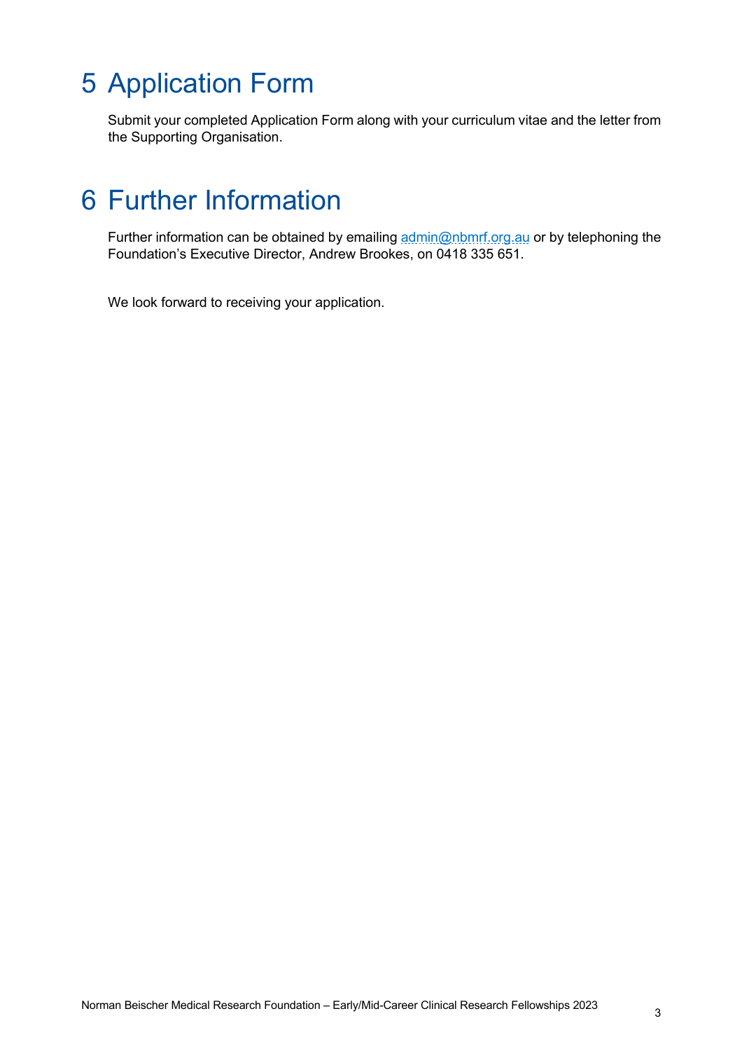# 5 Application Form

Submit your completed Application Form along with your curriculum vitae and the letter from the Supporting Organisation.

# 6 Further Information

Further information can be obtained by emailing admin@nbmrf.org.au or by telephoning the Foundation's Executive Director, Andrew Brookes, on 0418 335 651.

We look forward to receiving your application.